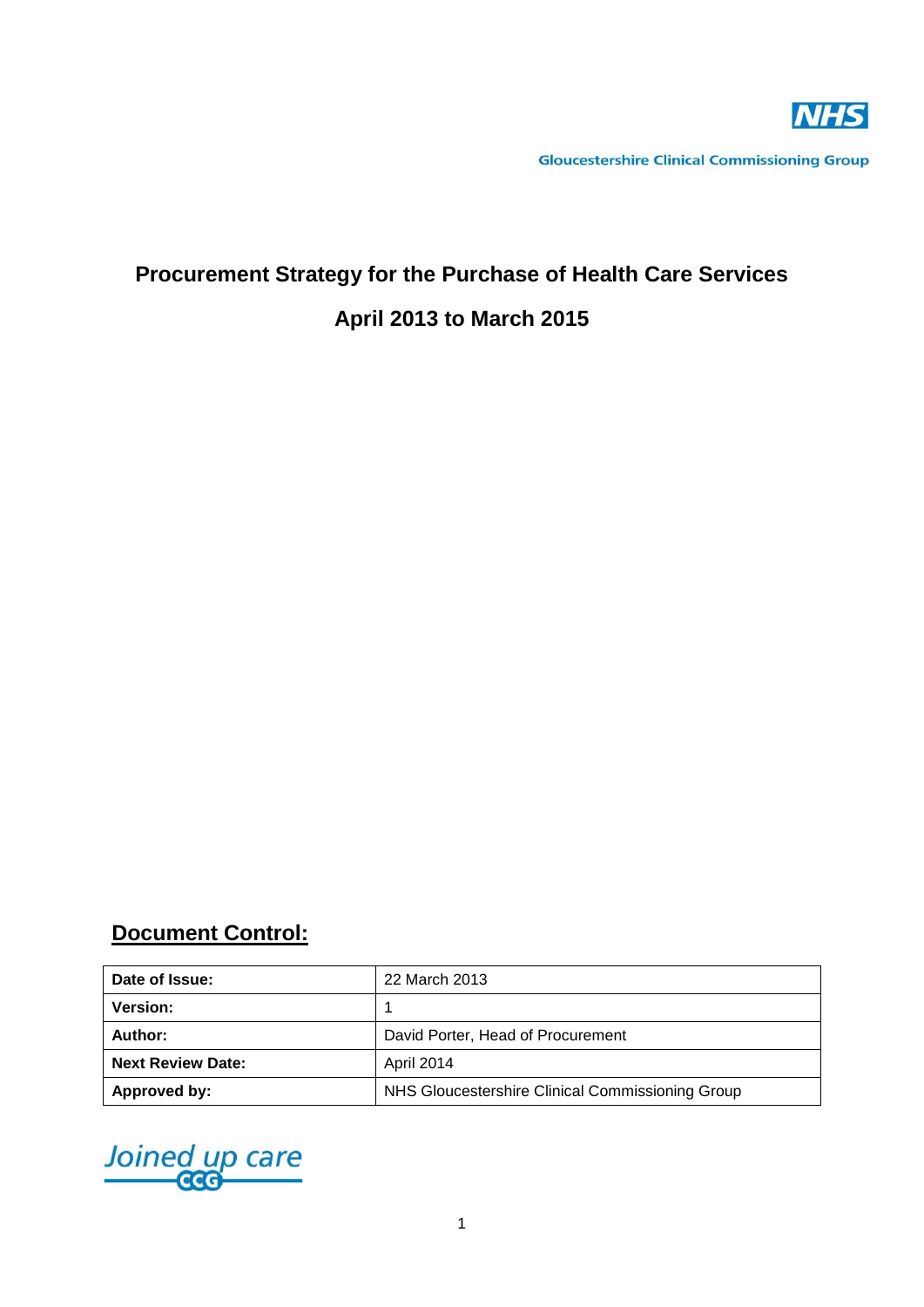NHS

Gloucestershire Clinical Commissioning Group

# Procurement Strategy for the Purchase of Health Care Services

## April 2013 to March 2015

## Document Control:

| Date of Issue: | 22 March 2013 |
|---|---|
| Version: | 1 |
| Author: | David Porter, Head of Procurement |
| Next Review Date: | April 2014 |
| Approved by: | NHS Gloucestershire Clinical Commissioning Group |

Joined up care CCG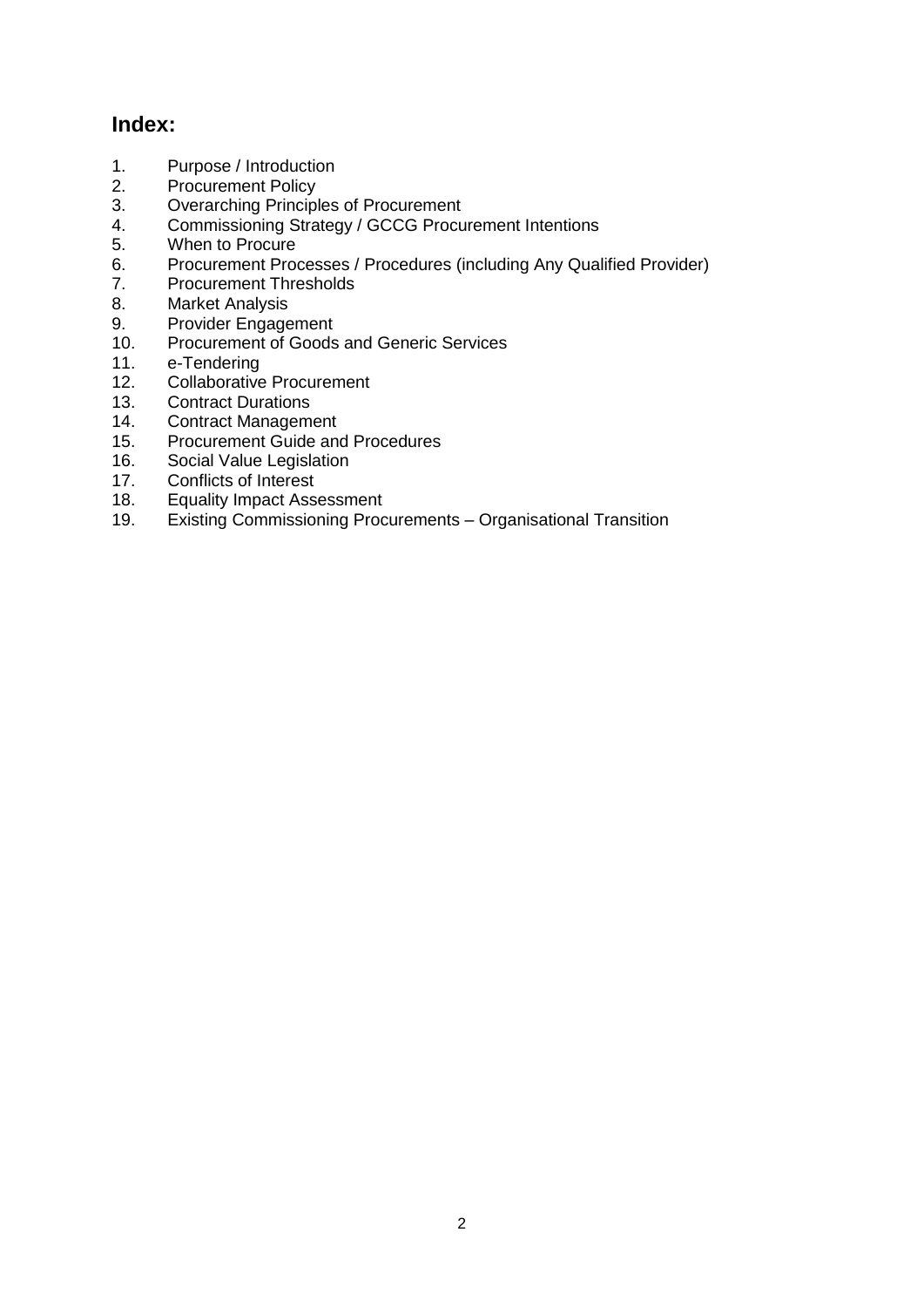## Index:

1. Purpose / Introduction
2. Procurement Policy
3. Overarching Principles of Procurement
4. Commissioning Strategy / GCCG Procurement Intentions
5. When to Procure
6. Procurement Processes / Procedures (including Any Qualified Provider)
7. Procurement Thresholds
8. Market Analysis
9. Provider Engagement
10. Procurement of Goods and Generic Services
11. e-Tendering
12. Collaborative Procurement
13. Contract Durations
14. Contract Management
15. Procurement Guide and Procedures
16. Social Value Legislation
17. Conflicts of Interest
18. Equality Impact Assessment
19. Existing Commissioning Procurements – Organisational Transition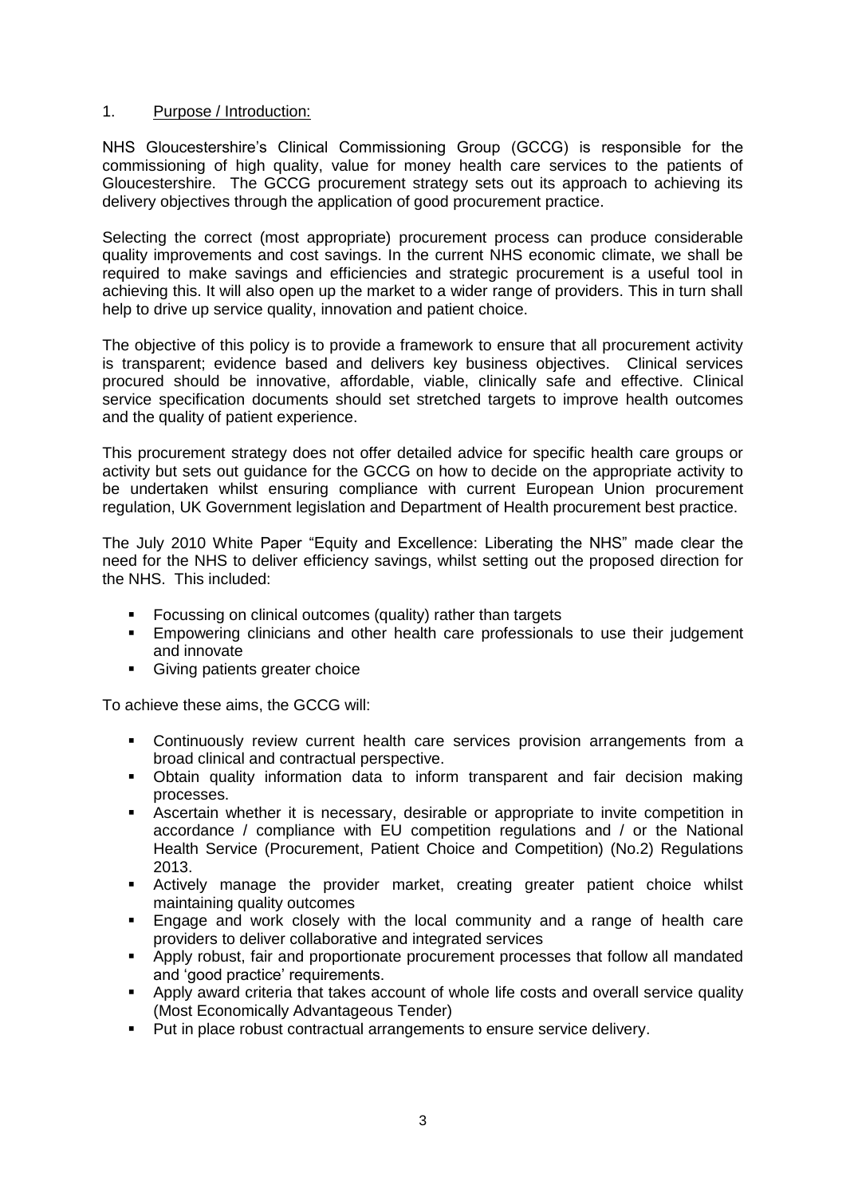## 1. Purpose / Introduction:

NHS Gloucestershire's Clinical Commissioning Group (GCCG) is responsible for the commissioning of high quality, value for money health care services to the patients of Gloucestershire. The GCCG procurement strategy sets out its approach to achieving its delivery objectives through the application of good procurement practice.

Selecting the correct (most appropriate) procurement process can produce considerable quality improvements and cost savings. In the current NHS economic climate, we shall be required to make savings and efficiencies and strategic procurement is a useful tool in achieving this. It will also open up the market to a wider range of providers. This in turn shall help to drive up service quality, innovation and patient choice.

The objective of this policy is to provide a framework to ensure that all procurement activity is transparent; evidence based and delivers key business objectives. Clinical services procured should be innovative, affordable, viable, clinically safe and effective. Clinical service specification documents should set stretched targets to improve health outcomes and the quality of patient experience.

This procurement strategy does not offer detailed advice for specific health care groups or activity but sets out guidance for the GCCG on how to decide on the appropriate activity to be undertaken whilst ensuring compliance with current European Union procurement regulation, UK Government legislation and Department of Health procurement best practice.

The July 2010 White Paper "Equity and Excellence: Liberating the NHS" made clear the need for the NHS to deliver efficiency savings, whilst setting out the proposed direction for the NHS. This included:

- Focussing on clinical outcomes (quality) rather than targets
- Empowering clinicians and other health care professionals to use their judgement and innovate
- Giving patients greater choice

To achieve these aims, the GCCG will:

- Continuously review current health care services provision arrangements from a broad clinical and contractual perspective.
- Obtain quality information data to inform transparent and fair decision making processes.
- Ascertain whether it is necessary, desirable or appropriate to invite competition in accordance / compliance with EU competition regulations and / or the National Health Service (Procurement, Patient Choice and Competition) (No.2) Regulations 2013.
- Actively manage the provider market, creating greater patient choice whilst maintaining quality outcomes
- Engage and work closely with the local community and a range of health care providers to deliver collaborative and integrated services
- Apply robust, fair and proportionate procurement processes that follow all mandated and 'good practice' requirements.
- Apply award criteria that takes account of whole life costs and overall service quality (Most Economically Advantageous Tender)
- Put in place robust contractual arrangements to ensure service delivery.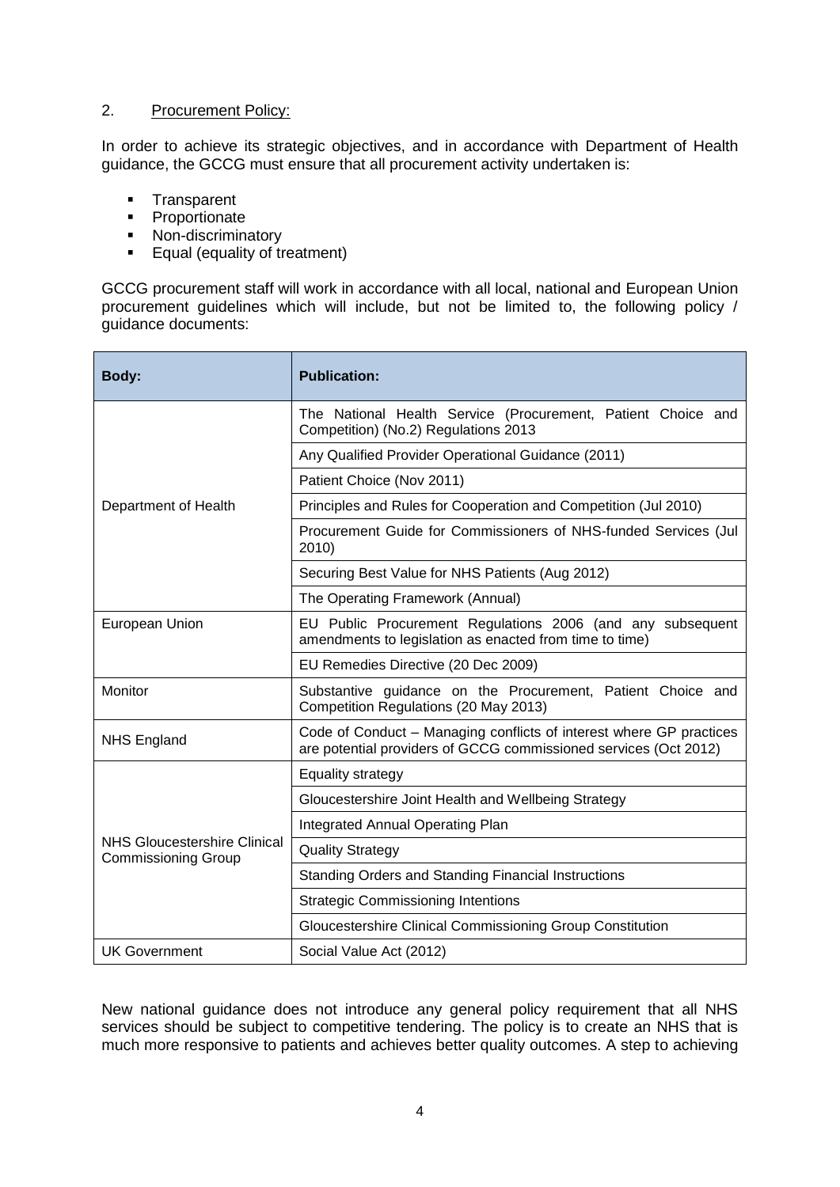## 2. Procurement Policy:

In order to achieve its strategic objectives, and in accordance with Department of Health guidance, the GCCG must ensure that all procurement activity undertaken is:

- Transparent
- Proportionate
- Non-discriminatory
- Equal (equality of treatment)

GCCG procurement staff will work in accordance with all local, national and European Union procurement guidelines which will include, but not be limited to, the following policy / guidance documents:

| Body: | Publication: |
|---|---|
| Department of Health | The National Health Service (Procurement, Patient Choice and Competition) (No.2) Regulations 2013 |
| | Any Qualified Provider Operational Guidance (2011) |
| | Patient Choice (Nov 2011) |
| | Principles and Rules for Cooperation and Competition (Jul 2010) |
| | Procurement Guide for Commissioners of NHS-funded Services (Jul 2010) |
| | Securing Best Value for NHS Patients (Aug 2012) |
| | The Operating Framework (Annual) |
| European Union | EU Public Procurement Regulations 2006 (and any subsequent amendments to legislation as enacted from time to time) |
| | EU Remedies Directive (20 Dec 2009) |
| Monitor | Substantive guidance on the Procurement, Patient Choice and Competition Regulations (20 May 2013) |
| NHS England | Code of Conduct – Managing conflicts of interest where GP practices are potential providers of GCCG commissioned services (Oct 2012) |
| NHS Gloucestershire Clinical Commissioning Group | Equality strategy |
| | Gloucestershire Joint Health and Wellbeing Strategy |
| | Integrated Annual Operating Plan |
| | Quality Strategy |
| | Standing Orders and Standing Financial Instructions |
| | Strategic Commissioning Intentions |
| | Gloucestershire Clinical Commissioning Group Constitution |
| UK Government | Social Value Act (2012) |

New national guidance does not introduce any general policy requirement that all NHS services should be subject to competitive tendering. The policy is to create an NHS that is much more responsive to patients and achieves better quality outcomes. A step to achieving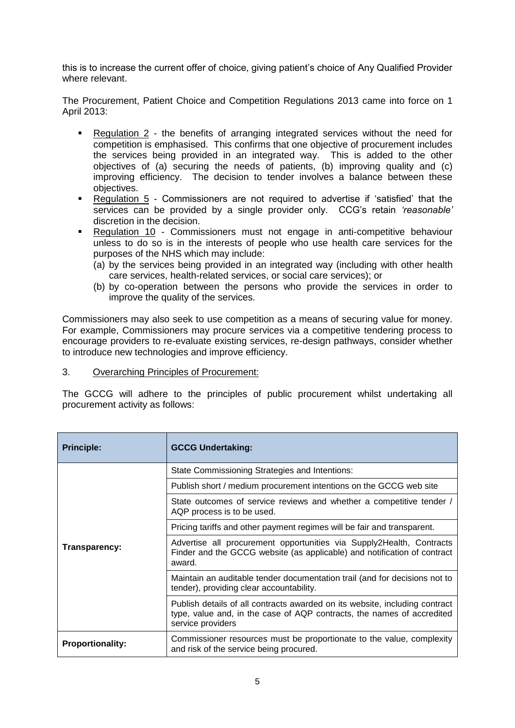this is to increase the current offer of choice, giving patient's choice of Any Qualified Provider where relevant.

The Procurement, Patient Choice and Competition Regulations 2013 came into force on 1 April 2013:

- Regulation 2 - the benefits of arranging integrated services without the need for competition is emphasised. This confirms that one objective of procurement includes the services being provided in an integrated way. This is added to the other objectives of (a) securing the needs of patients, (b) improving quality and (c) improving efficiency. The decision to tender involves a balance between these objectives.
- Regulation 5 - Commissioners are not required to advertise if 'satisfied' that the services can be provided by a single provider only. CCG's retain *'reasonable'* discretion in the decision.
- Regulation 10 - Commissioners must not engage in anti-competitive behaviour unless to do so is in the interests of people who use health care services for the purposes of the NHS which may include:
  (a) by the services being provided in an integrated way (including with other health care services, health-related services, or social care services); or
  (b) by co-operation between the persons who provide the services in order to improve the quality of the services.

Commissioners may also seek to use competition as a means of securing value for money. For example, Commissioners may procure services via a competitive tendering process to encourage providers to re-evaluate existing services, re-design pathways, consider whether to introduce new technologies and improve efficiency.

## 3. Overarching Principles of Procurement:

The GCCG will adhere to the principles of public procurement whilst undertaking all procurement activity as follows:

| Principle: | GCCG Undertaking: |
| --- | --- |
| Transparency: | State Commissioning Strategies and Intentions: |
| | Publish short / medium procurement intentions on the GCCG web site |
| | State outcomes of service reviews and whether a competitive tender / AQP process is to be used. |
| | Pricing tariffs and other payment regimes will be fair and transparent. |
| | Advertise all procurement opportunities via Supply2Health, Contracts Finder and the GCCG website (as applicable) and notification of contract award. |
| | Maintain an auditable tender documentation trail (and for decisions not to tender), providing clear accountability. |
| | Publish details of all contracts awarded on its website, including contract type, value and, in the case of AQP contracts, the names of accredited service providers |
| Proportionality: | Commissioner resources must be proportionate to the value, complexity and risk of the service being procured. |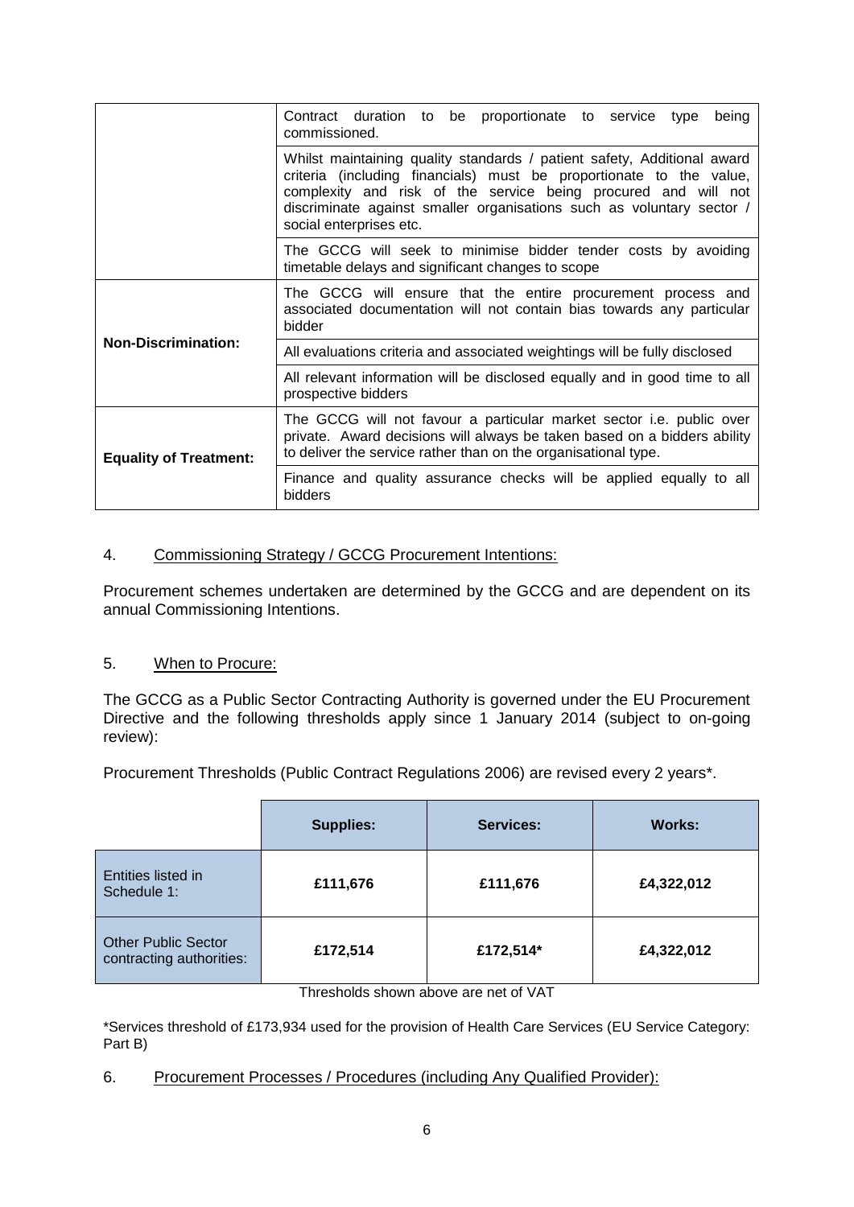| | |
|---|---|
| | Contract duration to be proportionate to service type being commissioned. |
| | Whilst maintaining quality standards / patient safety, Additional award criteria (including financials) must be proportionate to the value, complexity and risk of the service being procured and will not discriminate against smaller organisations such as voluntary sector / social enterprises etc. |
| | The GCCG will seek to minimise bidder tender costs by avoiding timetable delays and significant changes to scope |
| **Non-Discrimination:** | The GCCG will ensure that the entire procurement process and associated documentation will not contain bias towards any particular bidder |
| | All evaluations criteria and associated weightings will be fully disclosed |
| | All relevant information will be disclosed equally and in good time to all prospective bidders |
| **Equality of Treatment:** | The GCCG will not favour a particular market sector i.e. public over private. Award decisions will always be taken based on a bidders ability to deliver the service rather than on the organisational type. |
| | Finance and quality assurance checks will be applied equally to all bidders |

## 4. Commissioning Strategy / GCCG Procurement Intentions:

Procurement schemes undertaken are determined by the GCCG and are dependent on its annual Commissioning Intentions.

## 5. When to Procure:

The GCCG as a Public Sector Contracting Authority is governed under the EU Procurement Directive and the following thresholds apply since 1 January 2014 (subject to on-going review):

Procurement Thresholds (Public Contract Regulations 2006) are revised every 2 years*.

| | **Supplies:** | **Services:** | **Works:** |
|---|---|---|---|
| Entities listed in Schedule 1: | **£111,676** | **£111,676** | **£4,322,012** |
| Other Public Sector contracting authorities: | **£172,514** | **£172,514*** | **£4,322,012** |

Thresholds shown above are net of VAT

*Services threshold of £173,934 used for the provision of Health Care Services (EU Service Category: Part B)

## 6. Procurement Processes / Procedures (including Any Qualified Provider):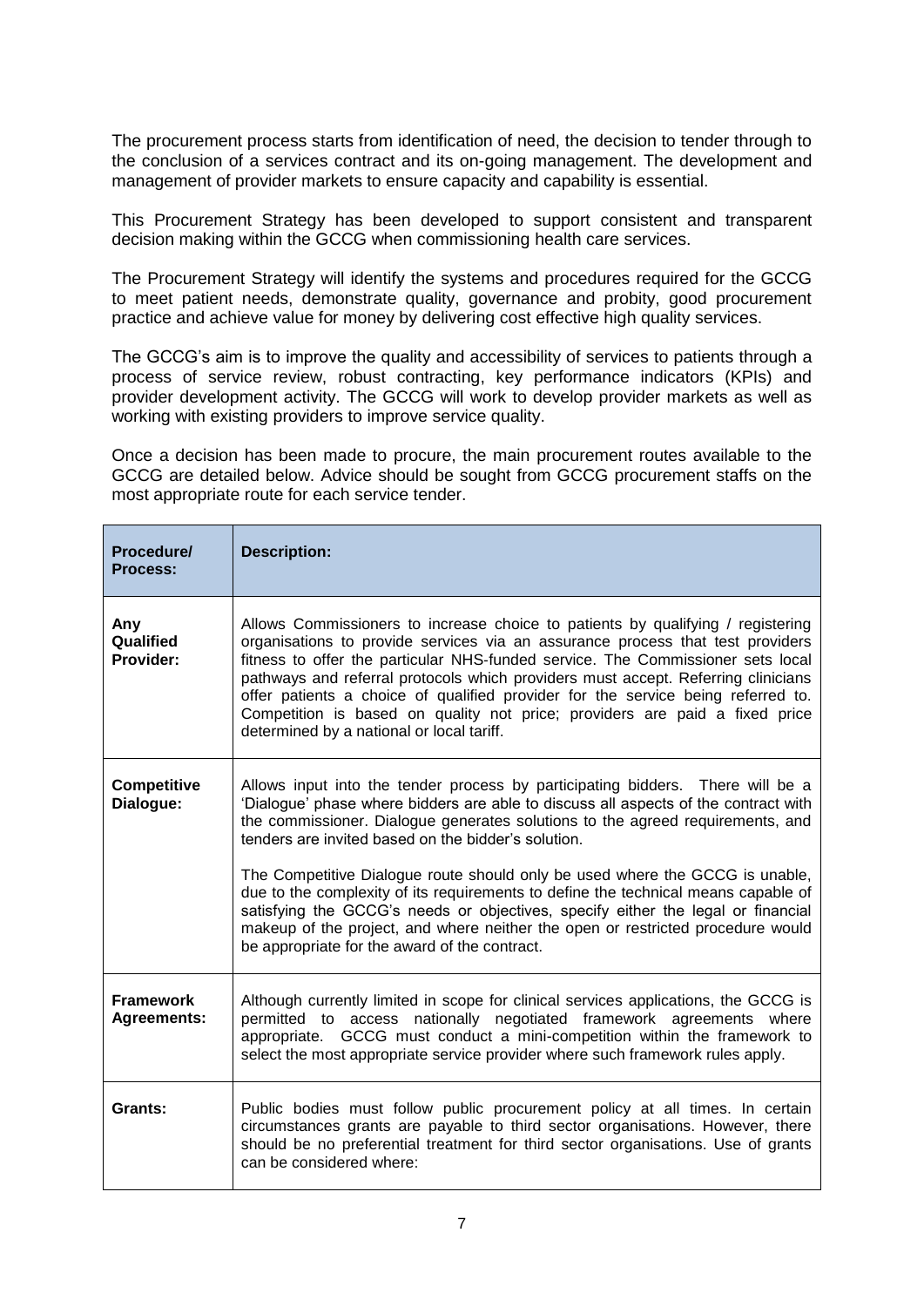The procurement process starts from identification of need, the decision to tender through to the conclusion of a services contract and its on-going management. The development and management of provider markets to ensure capacity and capability is essential.

This Procurement Strategy has been developed to support consistent and transparent decision making within the GCCG when commissioning health care services.

The Procurement Strategy will identify the systems and procedures required for the GCCG to meet patient needs, demonstrate quality, governance and probity, good procurement practice and achieve value for money by delivering cost effective high quality services.

The GCCG's aim is to improve the quality and accessibility of services to patients through a process of service review, robust contracting, key performance indicators (KPIs) and provider development activity. The GCCG will work to develop provider markets as well as working with existing providers to improve service quality.

Once a decision has been made to procure, the main procurement routes available to the GCCG are detailed below. Advice should be sought from GCCG procurement staffs on the most appropriate route for each service tender.

| **Procedure/ Process:** | **Description:** |
|---|---|
| **Any Qualified Provider:** | Allows Commissioners to increase choice to patients by qualifying / registering organisations to provide services via an assurance process that test providers fitness to offer the particular NHS-funded service. The Commissioner sets local pathways and referral protocols which providers must accept. Referring clinicians offer patients a choice of qualified provider for the service being referred to. Competition is based on quality not price; providers are paid a fixed price determined by a national or local tariff. |
| **Competitive Dialogue:** | Allows input into the tender process by participating bidders. There will be a 'Dialogue' phase where bidders are able to discuss all aspects of the contract with the commissioner. Dialogue generates solutions to the agreed requirements, and tenders are invited based on the bidder's solution.<br><br>The Competitive Dialogue route should only be used where the GCCG is unable, due to the complexity of its requirements to define the technical means capable of satisfying the GCCG's needs or objectives, specify either the legal or financial makeup of the project, and where neither the open or restricted procedure would be appropriate for the award of the contract. |
| **Framework Agreements:** | Although currently limited in scope for clinical services applications, the GCCG is permitted to access nationally negotiated framework agreements where appropriate. GCCG must conduct a mini-competition within the framework to select the most appropriate service provider where such framework rules apply. |
| **Grants:** | Public bodies must follow public procurement policy at all times. In certain circumstances grants are payable to third sector organisations. However, there should be no preferential treatment for third sector organisations. Use of grants can be considered where: |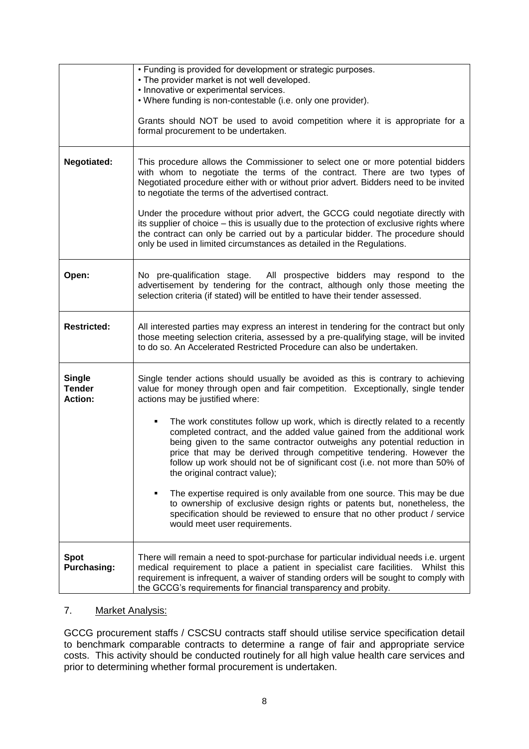| | |
|---|---|
| | • Funding is provided for development or strategic purposes.<br>• The provider market is not well developed.<br>• Innovative or experimental services.<br>• Where funding is non-contestable (i.e. only one provider).<br><br>Grants should NOT be used to avoid competition where it is appropriate for a formal procurement to be undertaken. |
| **Negotiated:** | This procedure allows the Commissioner to select one or more potential bidders with whom to negotiate the terms of the contract. There are two types of Negotiated procedure either with or without prior advert. Bidders need to be invited to negotiate the terms of the advertised contract.<br><br>Under the procedure without prior advert, the GCCG could negotiate directly with its supplier of choice – this is usually due to the protection of exclusive rights where the contract can only be carried out by a particular bidder. The procedure should only be used in limited circumstances as detailed in the Regulations. |
| **Open:** | No pre-qualification stage. All prospective bidders may respond to the advertisement by tendering for the contract, although only those meeting the selection criteria (if stated) will be entitled to have their tender assessed. |
| **Restricted:** | All interested parties may express an interest in tendering for the contract but only those meeting selection criteria, assessed by a pre-qualifying stage, will be invited to do so. An Accelerated Restricted Procedure can also be undertaken. |
| **Single Tender Action:** | Single tender actions should usually be avoided as this is contrary to achieving value for money through open and fair competition. Exceptionally, single tender actions may be justified where:<br><br>▪ The work constitutes follow up work, which is directly related to a recently completed contract, and the added value gained from the additional work being given to the same contractor outweighs any potential reduction in price that may be derived through competitive tendering. However the follow up work should not be of significant cost (i.e. not more than 50% of the original contract value);<br><br>▪ The expertise required is only available from one source. This may be due to ownership of exclusive design rights or patents but, nonetheless, the specification should be reviewed to ensure that no other product / service would meet user requirements. |
| **Spot Purchasing:** | There will remain a need to spot-purchase for particular individual needs i.e. urgent medical requirement to place a patient in specialist care facilities. Whilst this requirement is infrequent, a waiver of standing orders will be sought to comply with the GCCG's requirements for financial transparency and probity. |

7. <u>Market Analysis:</u>

GCCG procurement staffs / CSCSU contracts staff should utilise service specification detail to benchmark comparable contracts to determine a range of fair and appropriate service costs. This activity should be conducted routinely for all high value health care services and prior to determining whether formal procurement is undertaken.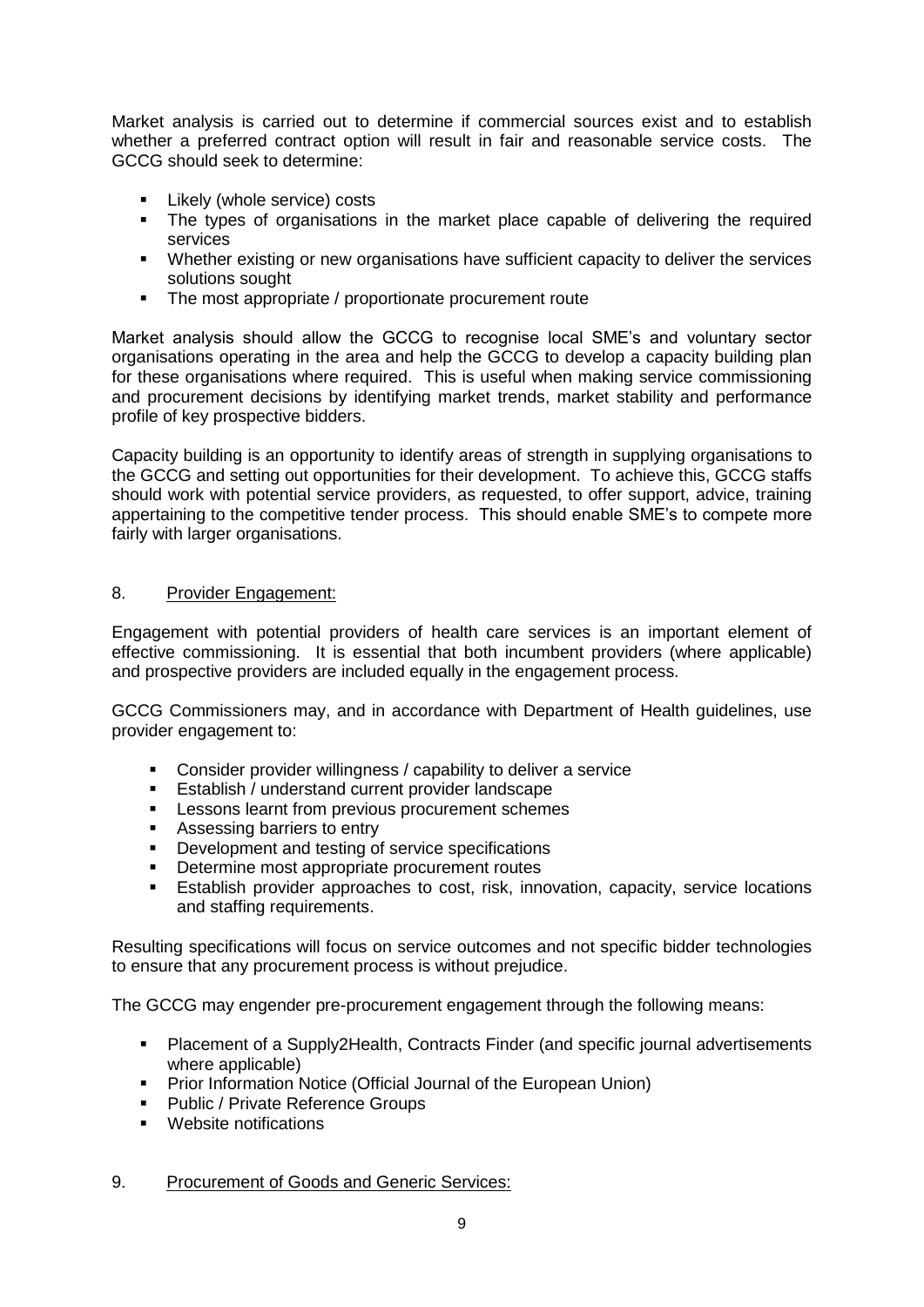Market analysis is carried out to determine if commercial sources exist and to establish whether a preferred contract option will result in fair and reasonable service costs. The GCCG should seek to determine:

- Likely (whole service) costs
- The types of organisations in the market place capable of delivering the required services
- Whether existing or new organisations have sufficient capacity to deliver the services solutions sought
- The most appropriate / proportionate procurement route

Market analysis should allow the GCCG to recognise local SME's and voluntary sector organisations operating in the area and help the GCCG to develop a capacity building plan for these organisations where required. This is useful when making service commissioning and procurement decisions by identifying market trends, market stability and performance profile of key prospective bidders.

Capacity building is an opportunity to identify areas of strength in supplying organisations to the GCCG and setting out opportunities for their development. To achieve this, GCCG staffs should work with potential service providers, as requested, to offer support, advice, training appertaining to the competitive tender process. This should enable SME's to compete more fairly with larger organisations.

## 8. Provider Engagement:

Engagement with potential providers of health care services is an important element of effective commissioning. It is essential that both incumbent providers (where applicable) and prospective providers are included equally in the engagement process.

GCCG Commissioners may, and in accordance with Department of Health guidelines, use provider engagement to:

- Consider provider willingness / capability to deliver a service
- Establish / understand current provider landscape
- Lessons learnt from previous procurement schemes
- Assessing barriers to entry
- Development and testing of service specifications
- Determine most appropriate procurement routes
- Establish provider approaches to cost, risk, innovation, capacity, service locations and staffing requirements.

Resulting specifications will focus on service outcomes and not specific bidder technologies to ensure that any procurement process is without prejudice.

The GCCG may engender pre-procurement engagement through the following means:

- Placement of a Supply2Health, Contracts Finder (and specific journal advertisements where applicable)
- Prior Information Notice (Official Journal of the European Union)
- Public / Private Reference Groups
- Website notifications

## 9. Procurement of Goods and Generic Services: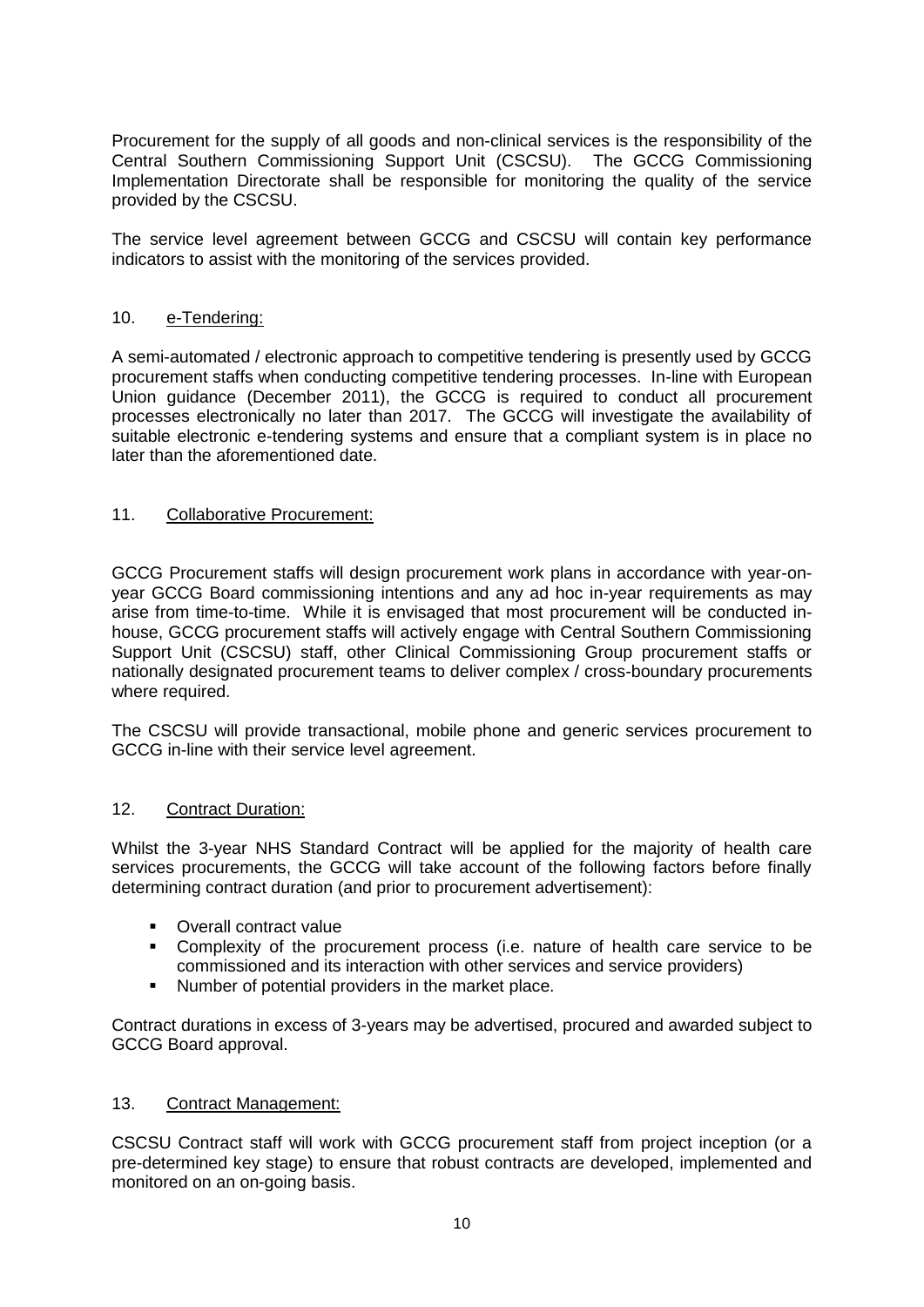Procurement for the supply of all goods and non-clinical services is the responsibility of the Central Southern Commissioning Support Unit (CSCSU). The GCCG Commissioning Implementation Directorate shall be responsible for monitoring the quality of the service provided by the CSCSU.

The service level agreement between GCCG and CSCSU will contain key performance indicators to assist with the monitoring of the services provided.

## 10. e-Tendering:

A semi-automated / electronic approach to competitive tendering is presently used by GCCG procurement staffs when conducting competitive tendering processes. In-line with European Union guidance (December 2011), the GCCG is required to conduct all procurement processes electronically no later than 2017. The GCCG will investigate the availability of suitable electronic e-tendering systems and ensure that a compliant system is in place no later than the aforementioned date.

## 11. Collaborative Procurement:

GCCG Procurement staffs will design procurement work plans in accordance with year-on-year GCCG Board commissioning intentions and any ad hoc in-year requirements as may arise from time-to-time. While it is envisaged that most procurement will be conducted in-house, GCCG procurement staffs will actively engage with Central Southern Commissioning Support Unit (CSCSU) staff, other Clinical Commissioning Group procurement staffs or nationally designated procurement teams to deliver complex / cross-boundary procurements where required.

The CSCSU will provide transactional, mobile phone and generic services procurement to GCCG in-line with their service level agreement.

## 12. Contract Duration:

Whilst the 3-year NHS Standard Contract will be applied for the majority of health care services procurements, the GCCG will take account of the following factors before finally determining contract duration (and prior to procurement advertisement):

- Overall contract value
- Complexity of the procurement process (i.e. nature of health care service to be commissioned and its interaction with other services and service providers)
- Number of potential providers in the market place.

Contract durations in excess of 3-years may be advertised, procured and awarded subject to GCCG Board approval.

## 13. Contract Management:

CSCSU Contract staff will work with GCCG procurement staff from project inception (or a pre-determined key stage) to ensure that robust contracts are developed, implemented and monitored on an on-going basis.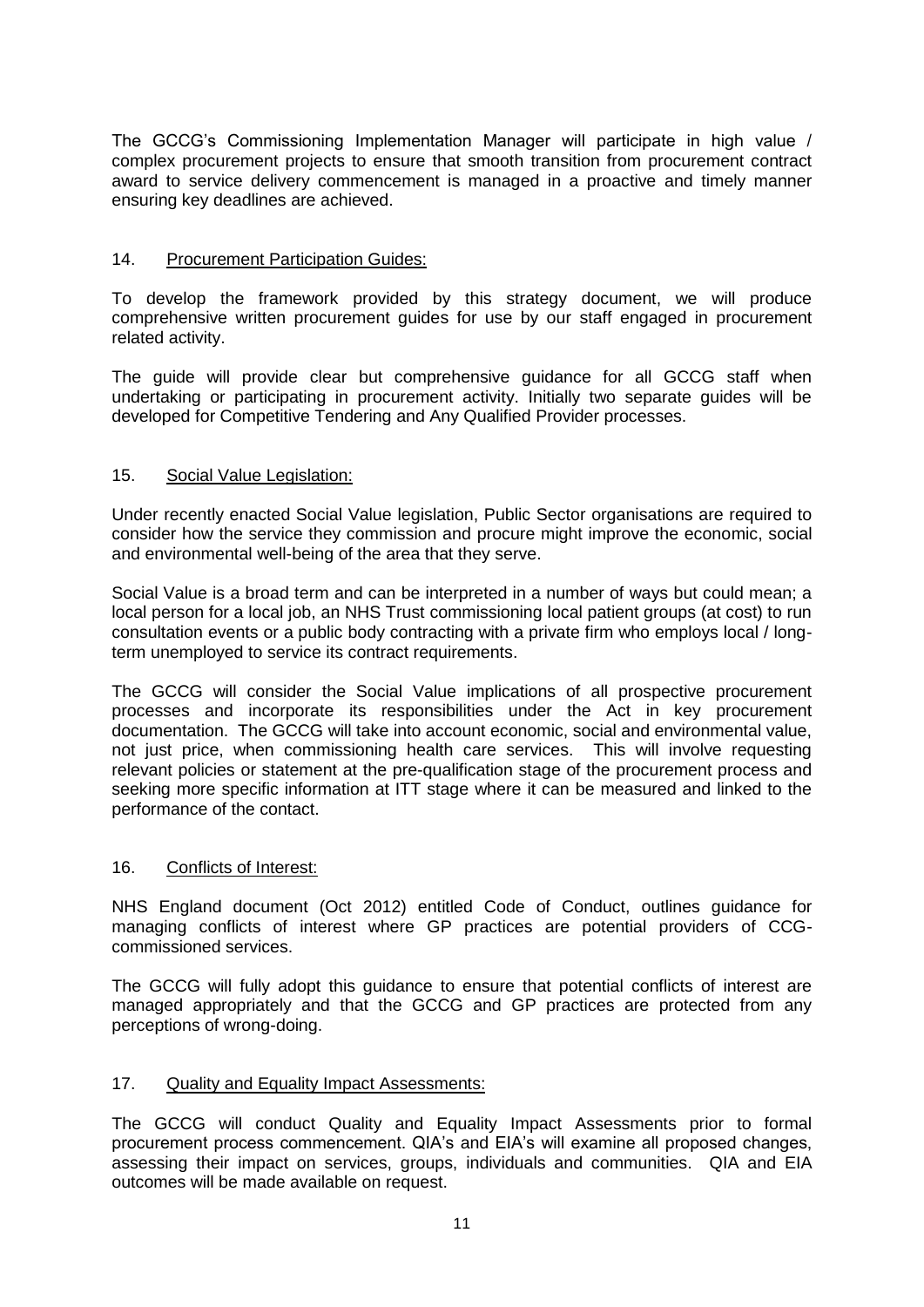The GCCG's Commissioning Implementation Manager will participate in high value / complex procurement projects to ensure that smooth transition from procurement contract award to service delivery commencement is managed in a proactive and timely manner ensuring key deadlines are achieved.

## 14. Procurement Participation Guides:

To develop the framework provided by this strategy document, we will produce comprehensive written procurement guides for use by our staff engaged in procurement related activity.

The guide will provide clear but comprehensive guidance for all GCCG staff when undertaking or participating in procurement activity. Initially two separate guides will be developed for Competitive Tendering and Any Qualified Provider processes.

## 15. Social Value Legislation:

Under recently enacted Social Value legislation, Public Sector organisations are required to consider how the service they commission and procure might improve the economic, social and environmental well-being of the area that they serve.

Social Value is a broad term and can be interpreted in a number of ways but could mean; a local person for a local job, an NHS Trust commissioning local patient groups (at cost) to run consultation events or a public body contracting with a private firm who employs local / long-term unemployed to service its contract requirements.

The GCCG will consider the Social Value implications of all prospective procurement processes and incorporate its responsibilities under the Act in key procurement documentation. The GCCG will take into account economic, social and environmental value, not just price, when commissioning health care services. This will involve requesting relevant policies or statement at the pre-qualification stage of the procurement process and seeking more specific information at ITT stage where it can be measured and linked to the performance of the contact.

## 16. Conflicts of Interest:

NHS England document (Oct 2012) entitled Code of Conduct, outlines guidance for managing conflicts of interest where GP practices are potential providers of CCG-commissioned services.

The GCCG will fully adopt this guidance to ensure that potential conflicts of interest are managed appropriately and that the GCCG and GP practices are protected from any perceptions of wrong-doing.

## 17. Quality and Equality Impact Assessments:

The GCCG will conduct Quality and Equality Impact Assessments prior to formal procurement process commencement. QIA's and EIA's will examine all proposed changes, assessing their impact on services, groups, individuals and communities. QIA and EIA outcomes will be made available on request.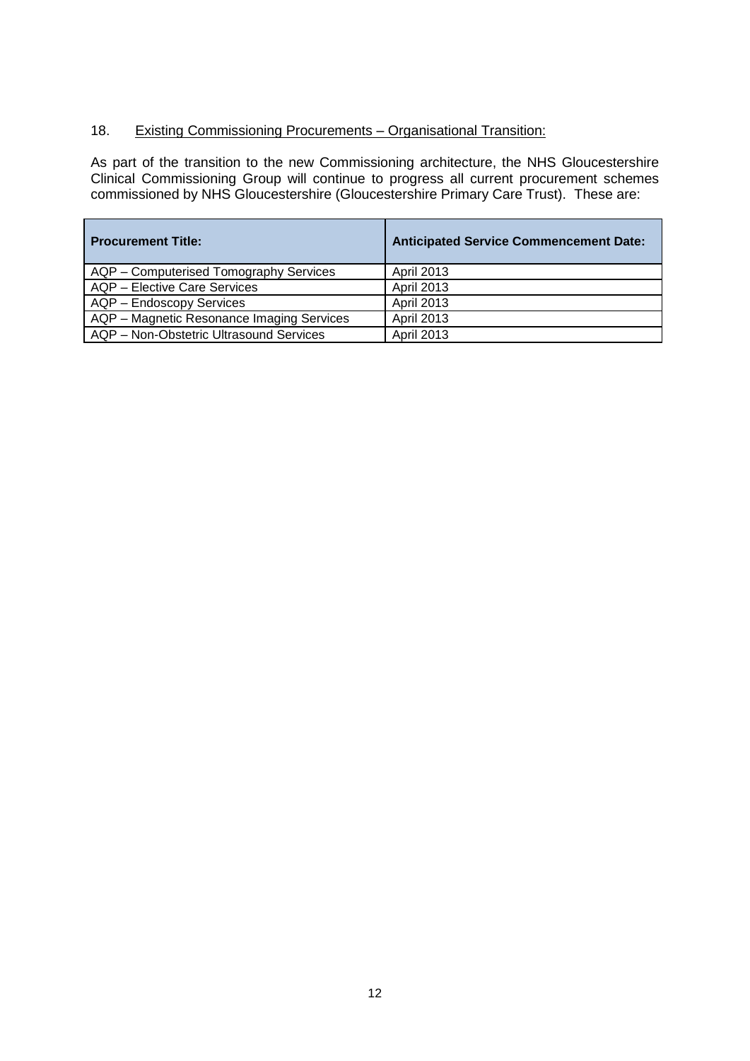18. Existing Commissioning Procurements – Organisational Transition:

As part of the transition to the new Commissioning architecture, the NHS Gloucestershire Clinical Commissioning Group will continue to progress all current procurement schemes commissioned by NHS Gloucestershire (Gloucestershire Primary Care Trust). These are:

| Procurement Title: | Anticipated Service Commencement Date: |
|---|---|
| AQP – Computerised Tomography Services | April 2013 |
| AQP – Elective Care Services | April 2013 |
| AQP – Endoscopy Services | April 2013 |
| AQP – Magnetic Resonance Imaging Services | April 2013 |
| AQP – Non-Obstetric Ultrasound Services | April 2013 |